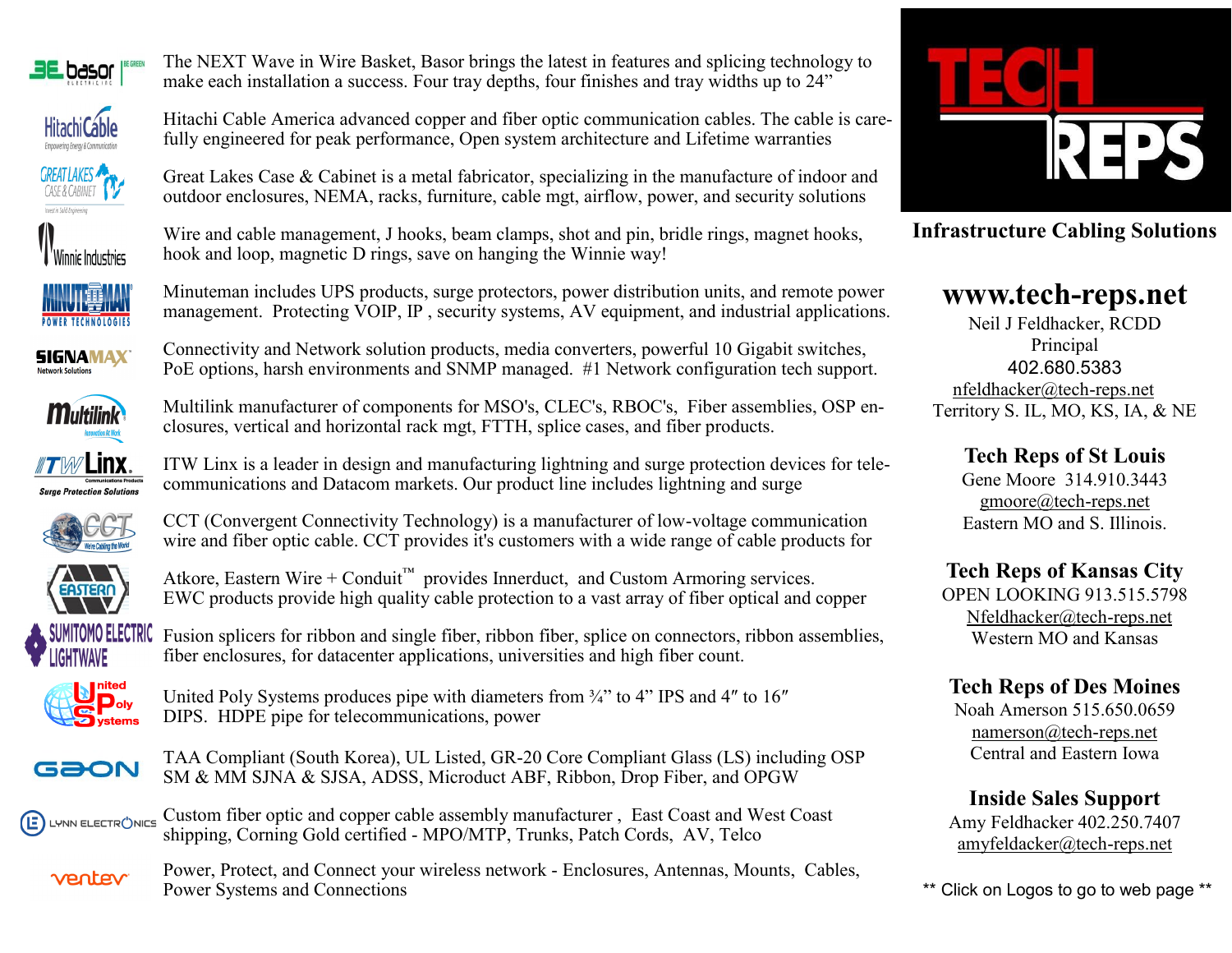The NEXT Wave in Wire Basket, Basor brings the latest in features and splicing technology to make each installation a success. Four tray depths, four finishes and tray widths up to 24"

Hitachi Cable America advanced copper and fiber optic communication cables. The cable is carefully engineered for peak performance, Open system architecture and Lifetime warranties

Great Lakes Case & Cabinet is a metal fabricator, specializing in the manufacture of indoor and outdoor enclosures, NEMA, racks, furniture, cable mgt, airflow, power, and security solutions

Wire and cable management, J hooks, beam clamps, shot and pin, bridle rings, magnet hooks, hook and loop, magnetic D rings, save on hanging the Winnie way!

Minuteman includes UPS products, surge protectors, power distribution units, and remote power management. Protecting VOIP, IP , security systems, AV equipment, and industrial applications.

Connectivity and Network solution products, media converters, powerful 10 Gigabit switches, PoE options, harsh environments and SNMP managed. #1 Network configuration tech support.

Multilink manufacturer of components for MSO's, CLEC's, RBOC's, Fiber assemblies, OSP enclosures, vertical and horizontal rack mgt, FTTH, splice cases, and fiber products.

ITW Linx is a leader in design and manufacturing lightning and surge protection devices for telecommunications and Datacom markets. Our product line includes lightning and surge

CCT (Convergent Connectivity Technology) is a manufacturer of low-voltage communication wire and fiber optic cable. CCT provides it's customers with a wide range of cable products for

Atkore, Eastern Wire + Conduit™ provides Innerduct, and Custom Armoring services. EWC products provide high quality cable protection to a vast array of fiber optical and copper

Fusion splicers for ribbon and single fiber, ribbon fiber, splice on connectors, ribbon assemblies, fiber enclosures, for datacenter applications, universities and high fiber count.

United Poly Systems produces pipe with diameters from ¾" to 4" IPS and 4″ to 16″ DIPS. HDPE pipe for telecommunications, power

TAA Compliant (South Korea), UL Listed, GR-20 Core Compliant Glass (LS) including OSP SM & MM SJNA & SJSA, ADSS, Microduct ABF, Ribbon, Drop Fiber, and OPGW

Custom fiber optic and copper cable assembly manufacturer , East Coast and West Coast shipping, Corning Gold certified - MPO/MTP, Trunks, Patch Cords, AV, Telco

Power, Protect, and Connect your wireless network - Enclosures, Antennas, Mounts, Cables, Power Systems and Connections

# TECH REPS

**Infrastructure Cabling Solutions**

## www.tech-reps.net

Neil J Feldhacker, RCDD
Principal
402.680.5383
nfeldhacker@tech-reps.net
Territory S. IL, MO, KS, IA, & NE

### Tech Reps of St Louis

Gene Moore 314.910.3443
gmoore@tech-reps.net
Eastern MO and S. Illinois.

### Tech Reps of Kansas City

OPEN LOOKING 913.515.5798
Nfeldhacker@tech-reps.net
Western MO and Kansas

### Tech Reps of Des Moines

Noah Amerson 515.650.0659
namerson@tech-reps.net
Central and Eastern Iowa

### Inside Sales Support

Amy Feldhacker 402.250.7407
amyfeldacker@tech-reps.net

** Click on Logos to go to web page **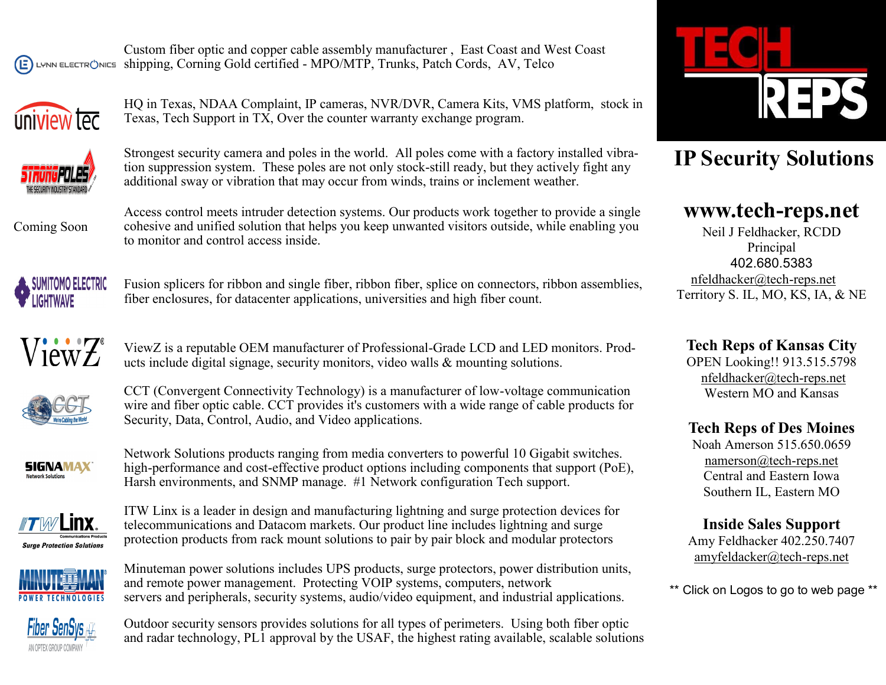LYNN ELECTRONICS — Custom fiber optic and copper cable assembly manufacturer , East Coast and West Coast shipping, Corning Gold certified - MPO/MTP, Trunks, Patch Cords, AV, Telco

uniview tec — HQ in Texas, NDAA Complaint, IP cameras, NVR/DVR, Camera Kits, VMS platform, stock in Texas, Tech Support in TX, Over the counter warranty exchange program.

STRONGPOLES — THE SECURITY INDUSTRY STANDARD — Strongest security camera and poles in the world. All poles come with a factory installed vibration suppression system. These poles are not only stock-still ready, but they actively fight any additional sway or vibration that may occur from winds, trains or inclement weather.

Coming Soon — Access control meets intruder detection systems. Our products work together to provide a single cohesive and unified solution that helps you keep unwanted visitors outside, while enabling you to monitor and control access inside.

SUMITOMO ELECTRIC LIGHTWAVE — Fusion splicers for ribbon and single fiber, ribbon fiber, splice on connectors, ribbon assemblies, fiber enclosures, for datacenter applications, universities and high fiber count.

ViewZ® — ViewZ is a reputable OEM manufacturer of Professional-Grade LCD and LED monitors. Products include digital signage, security monitors, video walls & mounting solutions.

CCT — We're Cabling the World — CCT (Convergent Connectivity Technology) is a manufacturer of low-voltage communication wire and fiber optic cable. CCT provides it's customers with a wide range of cable products for Security, Data, Control, Audio, and Video applications.

SIGNAMAX Network Solutions — Network Solutions products ranging from media converters to powerful 10 Gigabit switches. high-performance and cost-effective product options including components that support (PoE), Harsh environments, and SNMP manage. #1 Network configuration Tech support.

ITW Linx — Communications Products — Surge Protection Solutions — ITW Linx is a leader in design and manufacturing lightning and surge protection devices for telecommunications and Datacom markets. Our product line includes lightning and surge protection products from rack mount solutions to pair by pair block and modular protectors

MINUTEMAN® POWER TECHNOLOGIES — Minuteman power solutions includes UPS products, surge protectors, power distribution units, and remote power management. Protecting VOIP systems, computers, network servers and peripherals, security systems, audio/video equipment, and industrial applications.

Fiber SenSys — AN OPTEX GROUP COMPANY — Outdoor security sensors provides solutions for all types of perimeters. Using both fiber optic and radar technology, PL1 approval by the USAF, the highest rating available, scalable solutions

# TECH REPS

## IP Security Solutions

## www.tech-reps.net

Neil J Feldhacker, RCDD
Principal
402.680.5383
nfeldhacker@tech-reps.net
Territory S. IL, MO, KS, IA, & NE

### Tech Reps of Kansas City

OPEN Looking!! 913.515.5798
nfeldhacker@tech-reps.net
Western MO and Kansas

### Tech Reps of Des Moines

Noah Amerson 515.650.0659
namerson@tech-reps.net
Central and Eastern Iowa
Southern IL, Eastern MO

### Inside Sales Support

Amy Feldhacker 402.250.7407
amyfeldacker@tech-reps.net

** Click on Logos to go to web page **